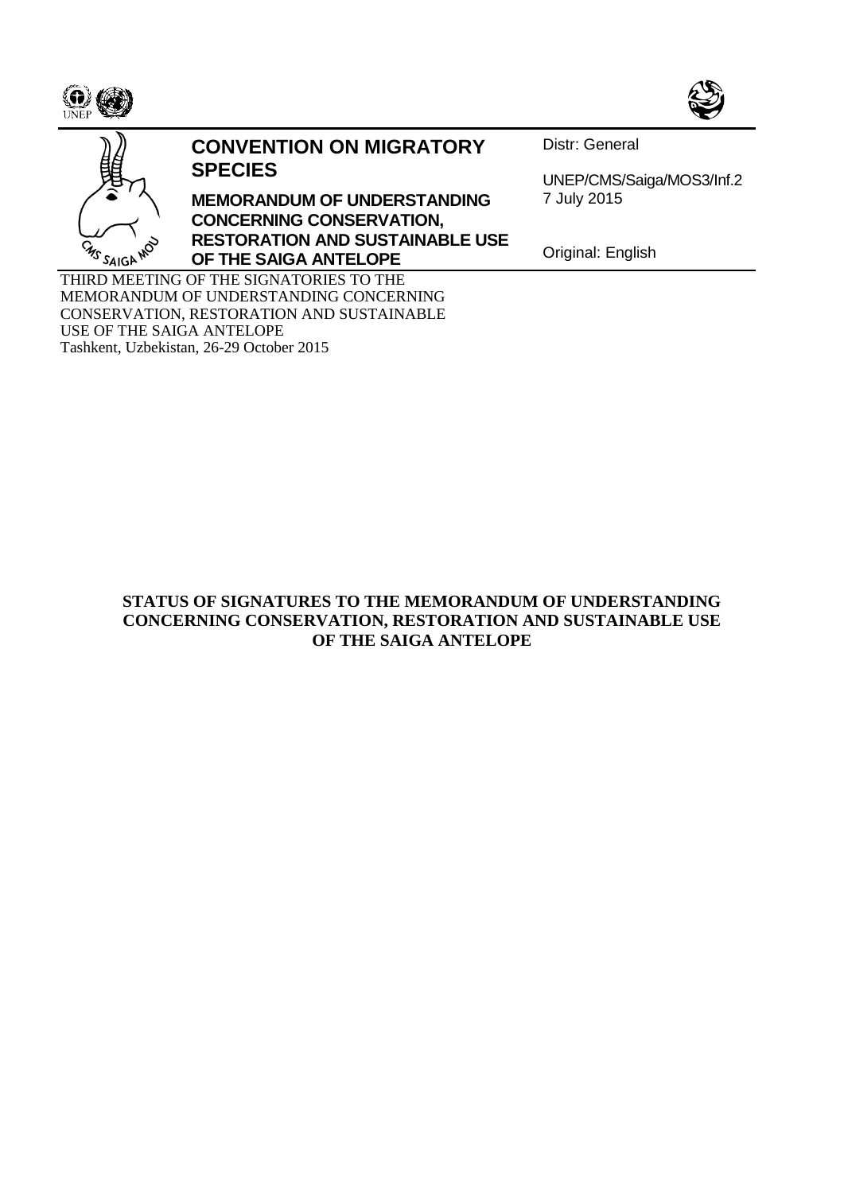# CONVENTION ON MIGRATORY SPECIES

## MEMORANDUM OF UNDERSTANDING CONCERNING CONSERVATION, RESTORATION AND SUSTAINABLE USE OF THE SAIGA ANTELOPE

Distr: General

UNEP/CMS/Saiga/MOS3/Inf.2
7 July 2015

Original: English

THIRD MEETING OF THE SIGNATORIES TO THE MEMORANDUM OF UNDERSTANDING CONCERNING CONSERVATION, RESTORATION AND SUSTAINABLE USE OF THE SAIGA ANTELOPE
Tashkent, Uzbekistan, 26-29 October 2015

**STATUS OF SIGNATURES TO THE MEMORANDUM OF UNDERSTANDING CONCERNING CONSERVATION, RESTORATION AND SUSTAINABLE USE OF THE SAIGA ANTELOPE**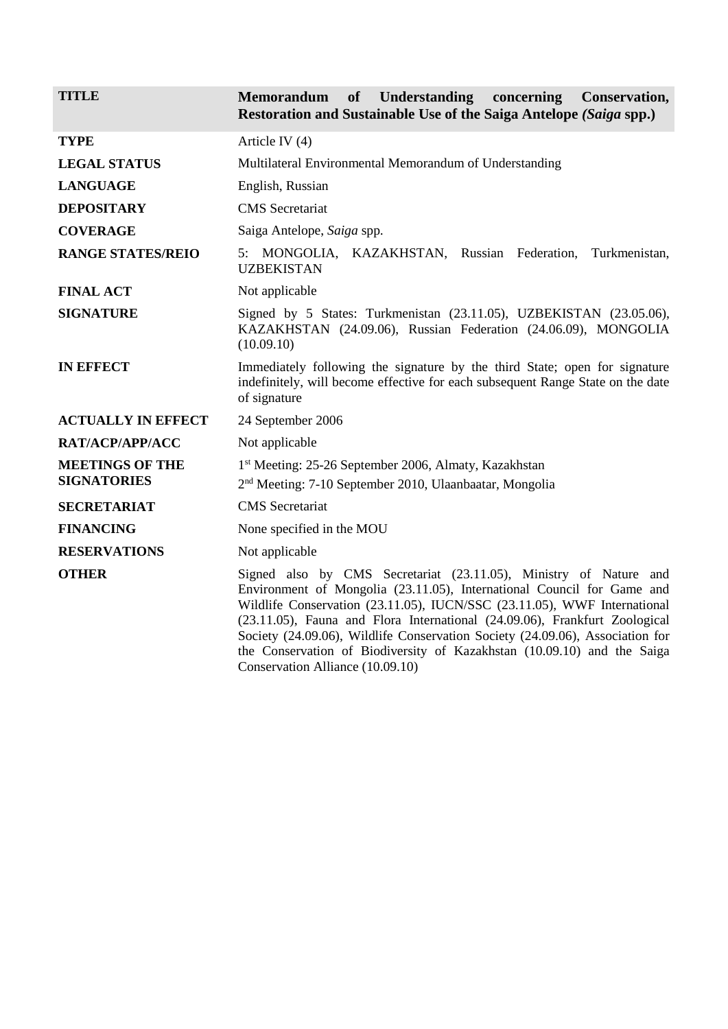| TITLE | Memorandum of Understanding concerning Conservation, Restoration and Sustainable Use of the Saiga Antelope *(Saiga* spp.) |
|---|---|
| **TYPE** | Article IV (4) |
| **LEGAL STATUS** | Multilateral Environmental Memorandum of Understanding |
| **LANGUAGE** | English, Russian |
| **DEPOSITARY** | CMS Secretariat |
| **COVERAGE** | Saiga Antelope, *Saiga* spp. |
| **RANGE STATES/REIO** | 5: MONGOLIA, KAZAKHSTAN, Russian Federation, Turkmenistan, UZBEKISTAN |
| **FINAL ACT** | Not applicable |
| **SIGNATURE** | Signed by 5 States: Turkmenistan (23.11.05), UZBEKISTAN (23.05.06), KAZAKHSTAN (24.09.06), Russian Federation (24.06.09), MONGOLIA (10.09.10) |
| **IN EFFECT** | Immediately following the signature by the third State; open for signature indefinitely, will become effective for each subsequent Range State on the date of signature |
| **ACTUALLY IN EFFECT** | 24 September 2006 |
| **RAT/ACP/APP/ACC** | Not applicable |
| **MEETINGS OF THE SIGNATORIES** | 1st Meeting: 25-26 September 2006, Almaty, Kazakhstan<br>2nd Meeting: 7-10 September 2010, Ulaanbaatar, Mongolia |
| **SECRETARIAT** | CMS Secretariat |
| **FINANCING** | None specified in the MOU |
| **RESERVATIONS** | Not applicable |
| **OTHER** | Signed also by CMS Secretariat (23.11.05), Ministry of Nature and Environment of Mongolia (23.11.05), International Council for Game and Wildlife Conservation (23.11.05), IUCN/SSC (23.11.05), WWF International (23.11.05), Fauna and Flora International (24.09.06), Frankfurt Zoological Society (24.09.06), Wildlife Conservation Society (24.09.06), Association for the Conservation of Biodiversity of Kazakhstan (10.09.10) and the Saiga Conservation Alliance (10.09.10) |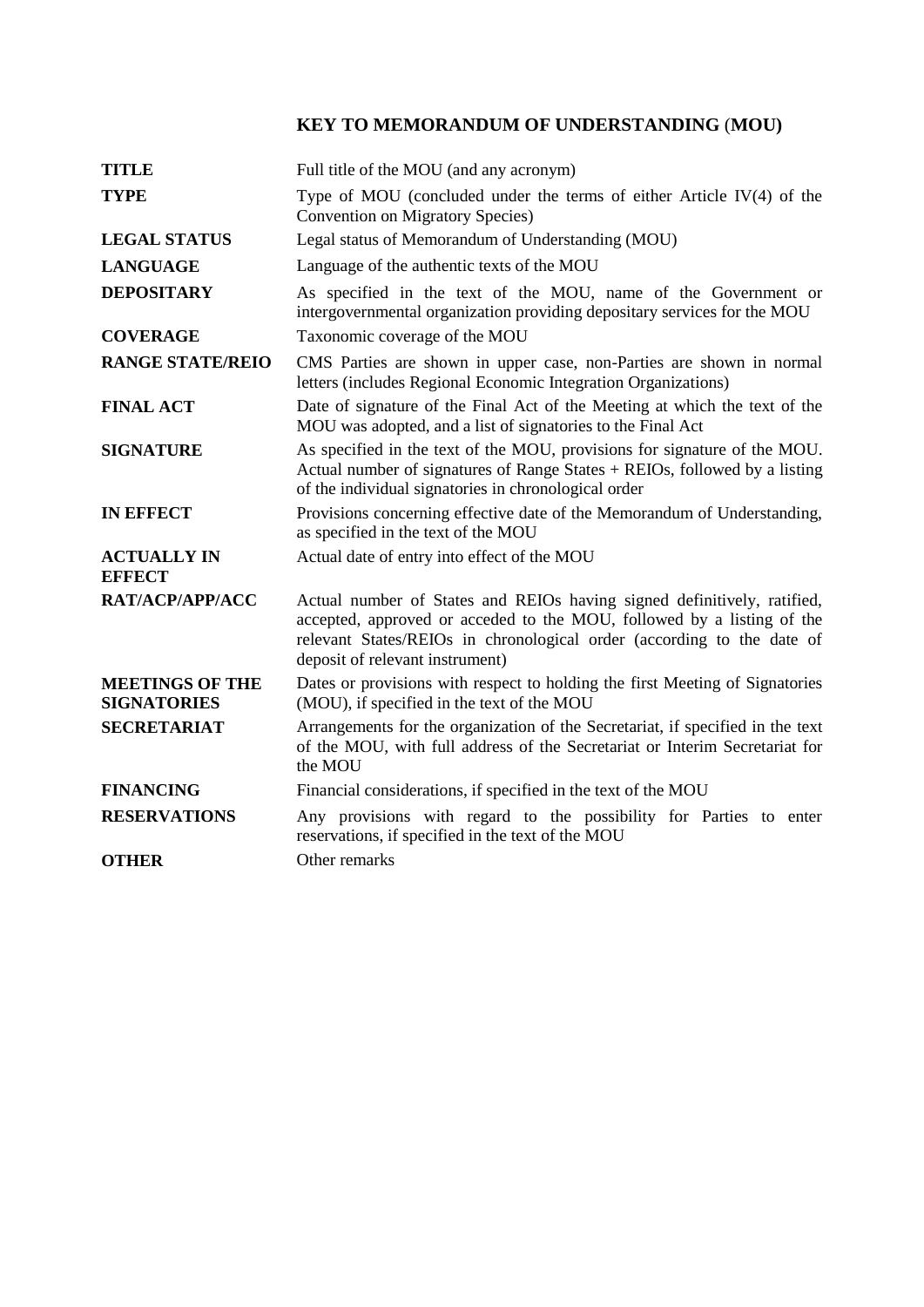# KEY TO MEMORANDUM OF UNDERSTANDING (MOU)

| | |
|---|---|
| **TITLE** | Full title of the MOU (and any acronym) |
| **TYPE** | Type of MOU (concluded under the terms of either Article IV(4) of the Convention on Migratory Species) |
| **LEGAL STATUS** | Legal status of Memorandum of Understanding (MOU) |
| **LANGUAGE** | Language of the authentic texts of the MOU |
| **DEPOSITARY** | As specified in the text of the MOU, name of the Government or intergovernmental organization providing depositary services for the MOU |
| **COVERAGE** | Taxonomic coverage of the MOU |
| **RANGE STATE/REIO** | CMS Parties are shown in upper case, non-Parties are shown in normal letters (includes Regional Economic Integration Organizations) |
| **FINAL ACT** | Date of signature of the Final Act of the Meeting at which the text of the MOU was adopted, and a list of signatories to the Final Act |
| **SIGNATURE** | As specified in the text of the MOU, provisions for signature of the MOU. Actual number of signatures of Range States + REIOs, followed by a listing of the individual signatories in chronological order |
| **IN EFFECT** | Provisions concerning effective date of the Memorandum of Understanding, as specified in the text of the MOU |
| **ACTUALLY IN EFFECT** | Actual date of entry into effect of the MOU |
| **RAT/ACP/APP/ACC** | Actual number of States and REIOs having signed definitively, ratified, accepted, approved or acceded to the MOU, followed by a listing of the relevant States/REIOs in chronological order (according to the date of deposit of relevant instrument) |
| **MEETINGS OF THE SIGNATORIES** | Dates or provisions with respect to holding the first Meeting of Signatories (MOU), if specified in the text of the MOU |
| **SECRETARIAT** | Arrangements for the organization of the Secretariat, if specified in the text of the MOU, with full address of the Secretariat or Interim Secretariat for the MOU |
| **FINANCING** | Financial considerations, if specified in the text of the MOU |
| **RESERVATIONS** | Any provisions with regard to the possibility for Parties to enter reservations, if specified in the text of the MOU |
| **OTHER** | Other remarks |